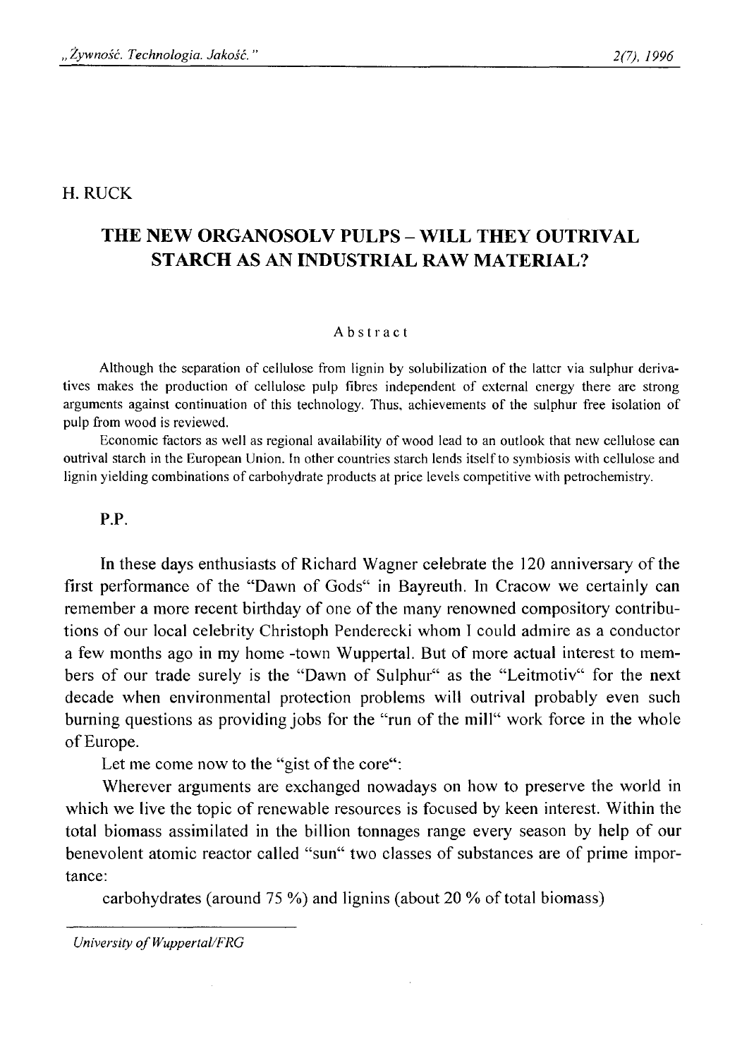H. RUCK

# THE NEW ORGANOSOLV PULPS – WILL THEY OUTRIVAL STARCH AS AN INDUSTRIAL RAW MATERIAL?

### Abstract

Although the separation of cellulose from lignin by solubilization of the latter via sulphur derivatives makes the production of cellulose pulp fibres independent of external energy there are strong arguments against continuation of this technology. Thus, achievements of the sulphur free isolation of pulp from wood is reviewed.

Economic factors as well as regional availability of wood lead to an outlook that new cellulose can outrival starch in the European Union. In other countries starch lends itself to symbiosis with cellulose and lignin yielding combinations of carbohydrate products at price levels competitive with petrochemistry.

P.P.

In these days enthusiasts of Richard Wagner celebrate the 120 anniversary of the first performance of the "Dawn of Gods" in Bayreuth. In Cracow we certainly can remember a more recent birthday of one of the many renowned compository contributions of our local celebrity Christoph Penderecki whom I could admire as a conductor a few months ago in my home -town Wuppertal. But of more actual interest to members of our trade surely is the "Dawn of Sulphur" as the "Leitmotiv" for the next decade when environmental protection problems will outrival probably even such burning questions as providing jobs for the "run of the mill" work force in the whole of Europe.

Let me come now to the "gist of the core":

Wherever arguments are exchanged nowadays on how to preserve the world in which we live the topic of renewable resources is focused by keen interest. Within the total biomass assimilated in the billion tonnages range every season by help of our benevolent atomic reactor called "sun" two classes of substances are of prime importance:

carbohydrates (around 75 %) and lignins (about 20 % of total biomass)

*University of Wuppertal/FRG*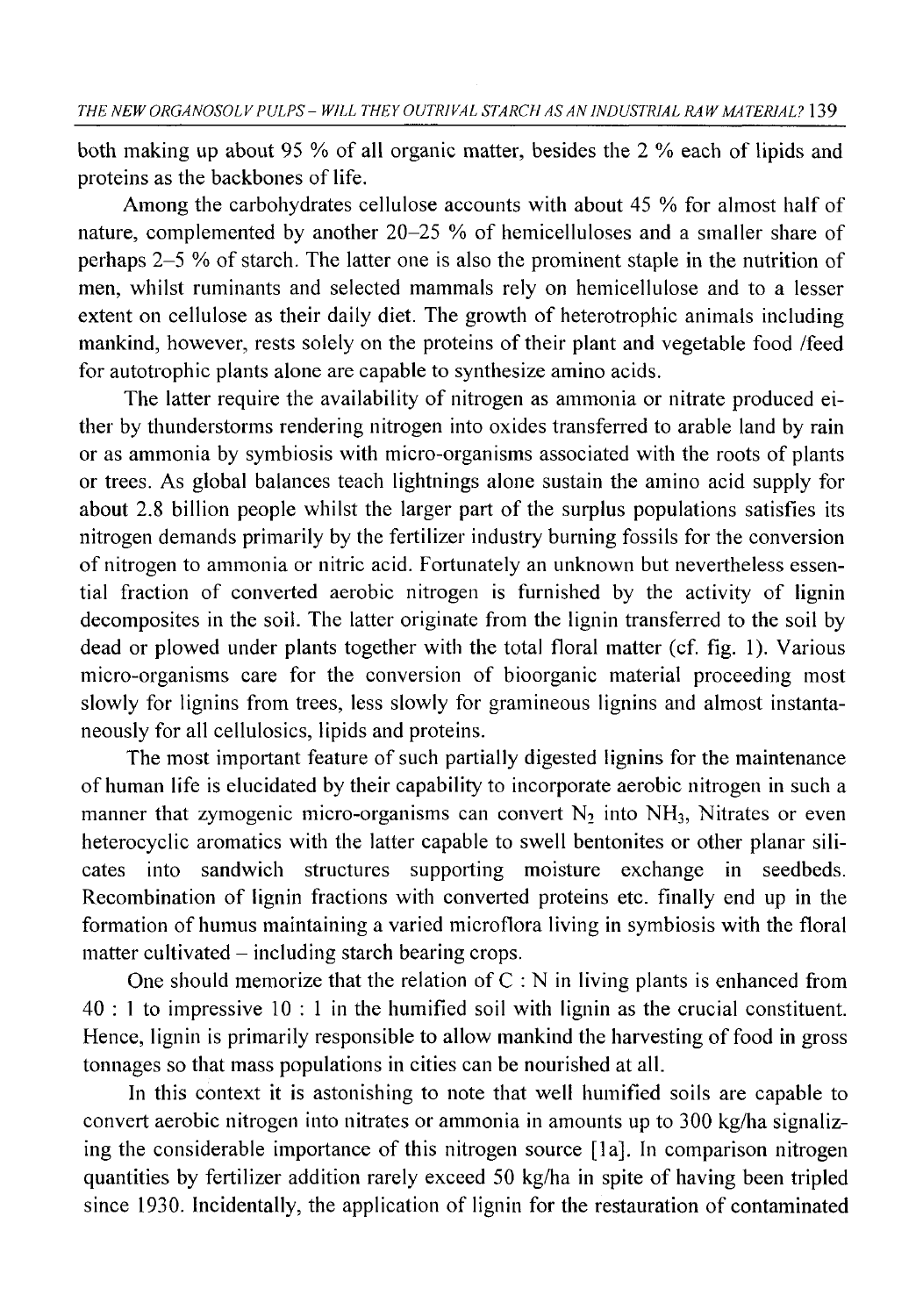both making up about 95 % of all organic matter, besides the 2 % each of lipids and proteins as the backbones of life.

Among the carbohydrates cellulose accounts with about 45 % for almost half of nature, complemented by another 20–25 % of hemicelluloses and a smaller share of perhaps 2–5 % of starch. The latter one is also the prominent staple in the nutrition of men, whilst ruminants and selected mammals rely on hemicellulose and to a lesser extent on cellulose as their daily diet. The growth of heterotrophic animals including mankind, however, rests solely on the proteins of their plant and vegetable food /feed for autotrophic plants alone are capable to synthesize amino acids.

The latter require the availability of nitrogen as ammonia or nitrate produced either by thunderstorms rendering nitrogen into oxides transferred to arable land by rain or as ammonia by symbiosis with micro-organisms associated with the roots of plants or trees. As global balances teach lightnings alone sustain the amino acid supply for about 2.8 billion people whilst the larger part of the surplus populations satisfies its nitrogen demands primarily by the fertilizer industry burning fossils for the conversion of nitrogen to ammonia or nitric acid. Fortunately an unknown but nevertheless essential fraction of converted aerobic nitrogen is furnished by the activity of lignin decomposites in the soil. The latter originate from the lignin transferred to the soil by dead or plowed under plants together with the total floral matter (cf. fig. 1). Various micro-organisms care for the conversion of bioorganic material proceeding most slowly for lignins from trees, less slowly for gramineous lignins and almost instantaneously for all cellulosics, lipids and proteins.

The most important feature of such partially digested lignins for the maintenance of human life is elucidated by their capability to incorporate aerobic nitrogen in such a manner that zymogenic micro-organisms can convert $N_2$ into $NH_3$, Nitrates or even heterocyclic aromatics with the latter capable to swell bentonites or other planar silicates into sandwich structures supporting moisture exchange in seedbeds. Recombination of lignin fractions with converted proteins etc. finally end up in the formation of humus maintaining a varied microflora living in symbiosis with the floral matter cultivated – including starch bearing crops.

One should memorize that the relation of C : N in living plants is enhanced from 40 : 1 to impressive 10 : 1 in the humified soil with lignin as the crucial constituent. Hence, lignin is primarily responsible to allow mankind the harvesting of food in gross tonnages so that mass populations in cities can be nourished at all.

In this context it is astonishing to note that well humified soils are capable to convert aerobic nitrogen into nitrates or ammonia in amounts up to 300 kg/ha signalizing the considerable importance of this nitrogen source [1a]. In comparison nitrogen quantities by fertilizer addition rarely exceed 50 kg/ha in spite of having been tripled since 1930. Incidentally, the application of lignin for the restauration of contaminated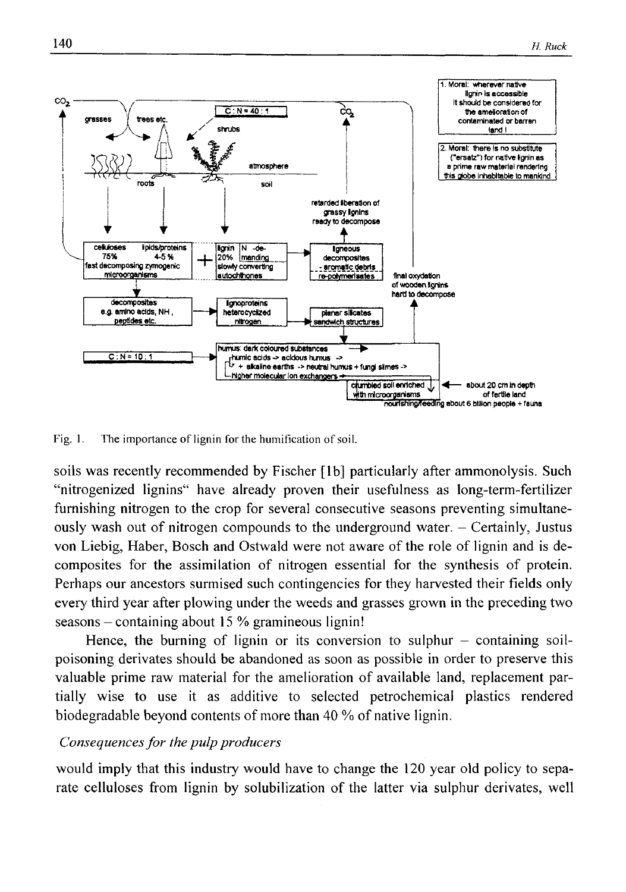Fig. 1. The importance of lignin for the humification of soil.

soils was recently recommended by Fischer [1b] particularly after ammonolysis. Such "nitrogenized lignins" have already proven their usefulness as long-term-fertilizer furnishing nitrogen to the crop for several consecutive seasons preventing simultaneously wash out of nitrogen compounds to the underground water. – Certainly, Justus von Liebig, Haber, Bosch and Ostwald were not aware of the role of lignin and is decomposites for the assimilation of nitrogen essential for the synthesis of protein. Perhaps our ancestors surmised such contingencies for they harvested their fields only every third year after plowing under the weeds and grasses grown in the preceding two seasons – containing about 15 % gramineous lignin!

Hence, the burning of lignin or its conversion to sulphur – containing soil-poisoning derivates should be abandoned as soon as possible in order to preserve this valuable prime raw material for the amelioration of available land, replacement partially wise to use it as additive to selected petrochemical plastics rendered biodegradable beyond contents of more than 40 % of native lignin.

*Consequences for the pulp producers*

would imply that this industry would have to change the 120 year old policy to separate celluloses from lignin by solubilization of the latter via sulphur derivates, well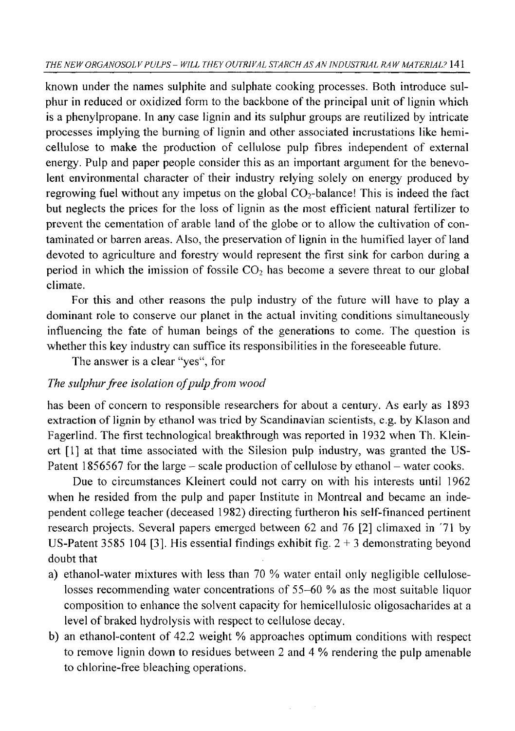known under the names sulphite and sulphate cooking processes. Both introduce sulphur in reduced or oxidized form to the backbone of the principal unit of lignin which is a phenylpropane. In any case lignin and its sulphur groups are reutilized by intricate processes implying the burning of lignin and other associated incrustations like hemicellulose to make the production of cellulose pulp fibres independent of external energy. Pulp and paper people consider this as an important argument for the benevolent environmental character of their industry relying solely on energy produced by regrowing fuel without any impetus on the global $CO_2$-balance! This is indeed the fact but neglects the prices for the loss of lignin as the most efficient natural fertilizer to prevent the cementation of arable land of the globe or to allow the cultivation of contaminated or barren areas. Also, the preservation of lignin in the humified layer of land devoted to agriculture and forestry would represent the first sink for carbon during a period in which the imission of fossile $CO_2$ has become a severe threat to our global climate.

For this and other reasons the pulp industry of the future will have to play a dominant role to conserve our planet in the actual inviting conditions simultaneously influencing the fate of human beings of the generations to come. The question is whether this key industry can suffice its responsibilities in the foreseeable future.

The answer is a clear "yes", for

*The sulphur free isolation of pulp from wood*

has been of concern to responsible researchers for about a century. As early as 1893 extraction of lignin by ethanol was tried by Scandinavian scientists, e.g. by Klason and Fagerlind. The first technological breakthrough was reported in 1932 when Th. Kleinert [1] at that time associated with the Silesion pulp industry, was granted the US-Patent 1856567 for the large – scale production of cellulose by ethanol – water cooks.

Due to circumstances Kleinert could not carry on with his interests until 1962 when he resided from the pulp and paper Institute in Montreal and became an independent college teacher (deceased 1982) directing furtheron his self-financed pertinent research projects. Several papers emerged between 62 and 76 [2] climaxed in ´71 by US-Patent 3585 104 [3]. His essential findings exhibit fig. 2 + 3 demonstrating beyond doubt that

a) ethanol-water mixtures with less than 70 % water entail only negligible cellulose-losses recommending water concentrations of 55–60 % as the most suitable liquor composition to enhance the solvent capacity for hemicellulosic oligosacharides at a level of braked hydrolysis with respect to cellulose decay.
b) an ethanol-content of 42.2 weight % approaches optimum conditions with respect to remove lignin down to residues between 2 and 4 % rendering the pulp amenable to chlorine-free bleaching operations.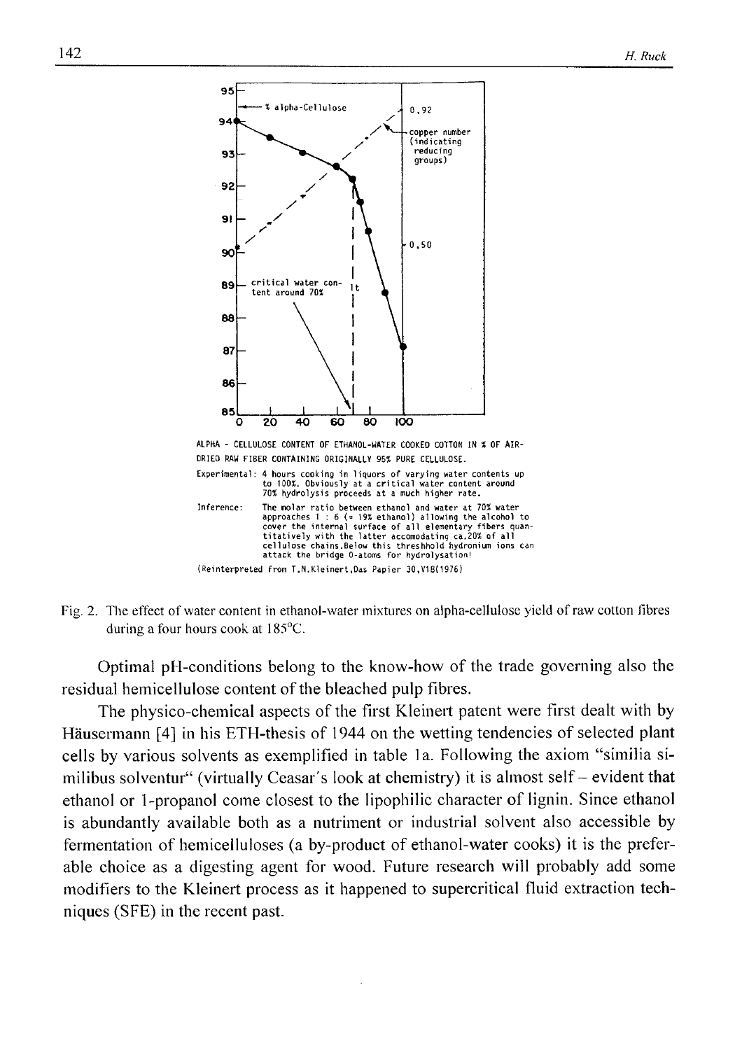ALPHA - CELLULOSE CONTENT OF ETHANOL-WATER COOKED COTTON IN % OF AIR-DRIED RAW FIBER CONTAINING ORIGINALLY 95% PURE CELLULOSE.

Experimental: 4 hours cooking in liquors of varying water contents up to 100%. Obviously at a critical water content around 70% hydrolysis proceeds at a much higher rate.

Inference: The molar ratio between ethanol and water at 70% water approaches 1 : 6 (= 19% ethanol) allowing the alcohol to cover the internal surface of all elementary fibers quantitatively with the latter accomodating ca.20% of all cellulose chains.Below this threshhold hydronium ions can attack the bridge O-atoms for hydrolysation!

(Reinterpreted from T.N.Kleinert,Das Papier 30,V18(1976)

Fig. 2. The effect of water content in ethanol-water mixtures on alpha-cellulose yield of raw cotton fibres during a four hours cook at 185°C.

Optimal pH-conditions belong to the know-how of the trade governing also the residual hemicellulose content of the bleached pulp fibres.

The physico-chemical aspects of the first Kleinert patent were first dealt with by Häusermann [4] in his ETH-thesis of 1944 on the wetting tendencies of selected plant cells by various solvents as exemplified in table 1a. Following the axiom "similia similibus solventur" (virtually Ceasar's look at chemistry) it is almost self – evident that ethanol or 1-propanol come closest to the lipophilic character of lignin. Since ethanol is abundantly available both as a nutriment or industrial solvent also accessible by fermentation of hemicelluloses (a by-product of ethanol-water cooks) it is the preferable choice as a digesting agent for wood. Future research will probably add some modifiers to the Kleinert process as it happened to supercritical fluid extraction techniques (SFE) in the recent past.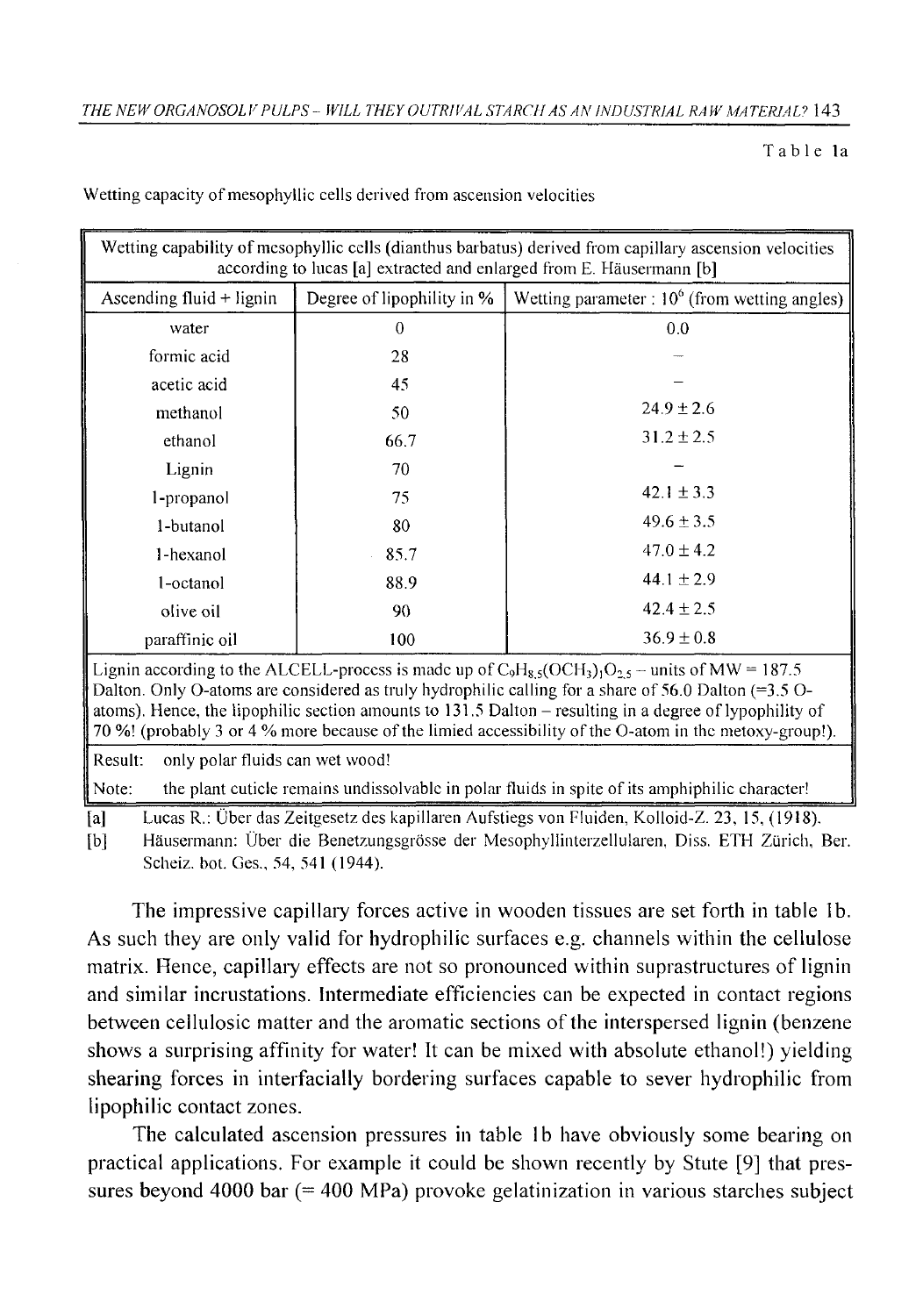Table 1a

Wetting capacity of mesophyllic cells derived from ascension velocities

| Wetting capability of mesophyllic cells (dianthus barbatus) derived from capillary ascension velocities according to lucas [a] extracted and enlarged from E. Häusermann [b] | | |
|---|---|---|
| Ascending fluid + lignin | Degree of lipophility in % | Wetting parameter : $10^6$ (from wetting angles) |
| water | 0 | 0.0 |
| formic acid | 28 | – |
| acetic acid | 45 | – |
| methanol | 50 | $24.9 \pm 2.6$ |
| ethanol | 66.7 | $31.2 \pm 2.5$ |
| Lignin | 70 | – |
| 1-propanol | 75 | $42.1 \pm 3.3$ |
| 1-butanol | 80 | $49.6 \pm 3.5$ |
| 1-hexanol | 85.7 | $47.0 \pm 4.2$ |
| 1-octanol | 88.9 | $44.1 \pm 2.9$ |
| olive oil | 90 | $42.4 \pm 2.5$ |
| paraffinic oil | 100 | $36.9 \pm 0.8$ |
| Lignin according to the ALCELL-process is made up of $C_9H_{8.5}(OCH_3)_1O_{2.5}$ – units of MW = 187.5 Dalton. Only O-atoms are considered as truly hydrophilic calling for a share of 56.0 Dalton (=3.5 O-atoms). Hence, the lipophilic section amounts to 131.5 Dalton – resulting in a degree of lypophility of 70 %! (probably 3 or 4 % more because of the limied accessibility of the O-atom in the metoxy-group!). | | |
| Result: only polar fluids can wet wood! | | |
| Note: the plant cuticle remains undissolvable in polar fluids in spite of its amphiphilic character! | | |

[a] Lucas R.: Über das Zeitgesetz des kapillaren Aufstiegs von Fluiden, Kolloid-Z. 23, 15, (1918).

[b] Häusermann: Über die Benetzungsgrösse der Mesophyllinterzellularen, Diss. ETH Zürich, Ber. Scheiz. bot. Ges., 54, 541 (1944).

The impressive capillary forces active in wooden tissues are set forth in table 1b. As such they are only valid for hydrophilic surfaces e.g. channels within the cellulose matrix. Hence, capillary effects are not so pronounced within suprastructures of lignin and similar incrustations. Intermediate efficiencies can be expected in contact regions between cellulosic matter and the aromatic sections of the interspersed lignin (benzene shows a surprising affinity for water! It can be mixed with absolute ethanol!) yielding shearing forces in interfacially bordering surfaces capable to sever hydrophilic from lipophilic contact zones.

The calculated ascension pressures in table 1b have obviously some bearing on practical applications. For example it could be shown recently by Stute [9] that pressures beyond 4000 bar (= 400 MPa) provoke gelatinization in various starches subject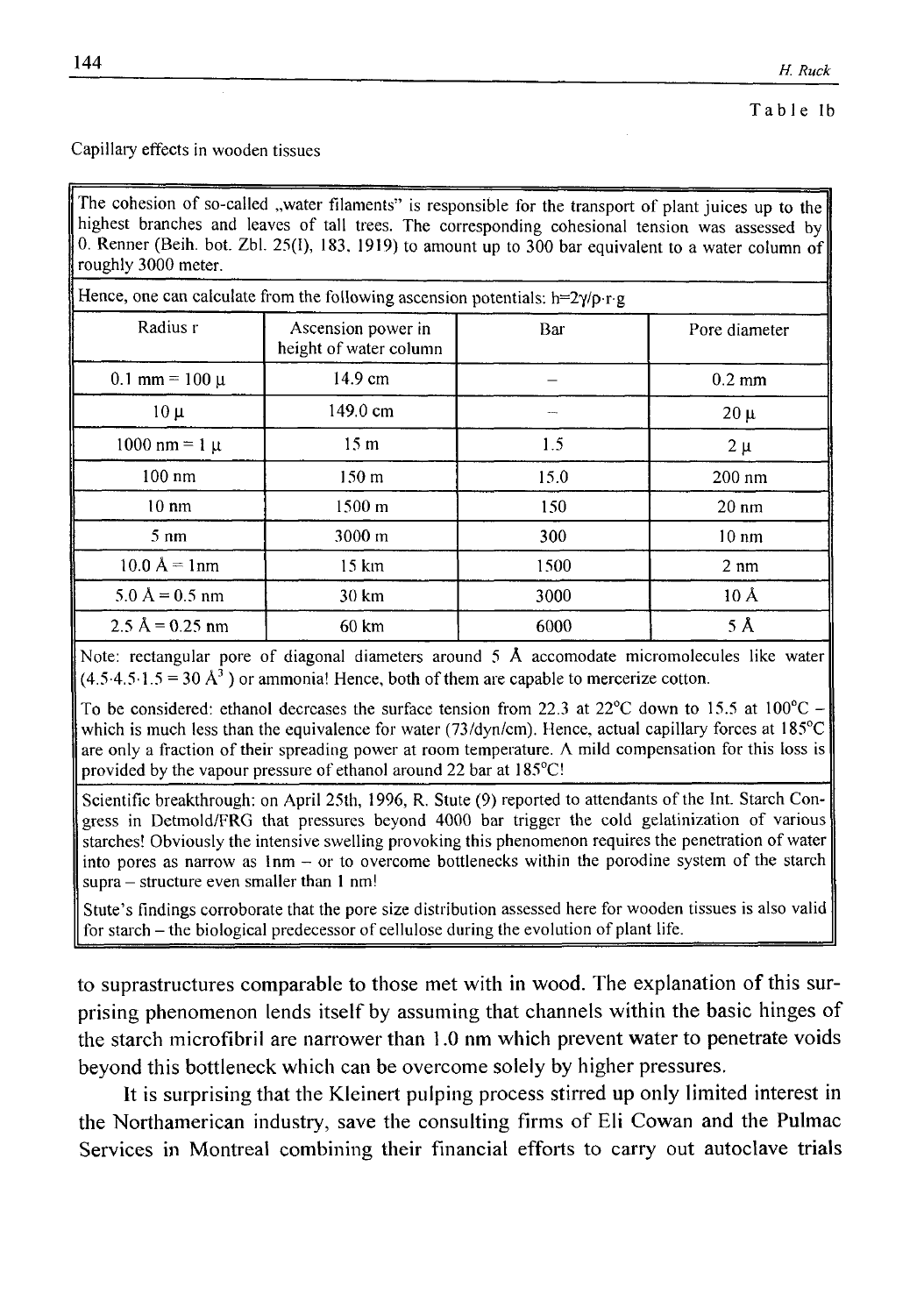Table Ib

Capillary effects in wooden tissues

The cohesion of so-called „water filaments" is responsible for the transport of plant juices up to the highest branches and leaves of tall trees. The corresponding cohesional tension was assessed by O. Renner (Beih. bot. Zbl. 25(I), 183, 1919) to amount up to 300 bar equivalent to a water column of roughly 3000 meter.

Hence, one can calculate from the following ascension potentials: $h=2\gamma/\rho \cdot r \cdot g$

| Radius r | Ascension power in height of water column | Bar | Pore diameter |
|---|---|---|---|
| 0.1 mm = 100 μ | 14.9 cm | – | 0.2 mm |
| 10 μ | 149.0 cm | – | 20 μ |
| 1000 nm = 1 μ | 15 m | 1.5 | 2 μ |
| 100 nm | 150 m | 15.0 | 200 nm |
| 10 nm | 1500 m | 150 | 20 nm |
| 5 nm | 3000 m | 300 | 10 nm |
| 10.0 Å = 1nm | 15 km | 1500 | 2 nm |
| 5.0 Å = 0.5 nm | 30 km | 3000 | 10 Å |
| 2.5 Å = 0.25 nm | 60 km | 6000 | 5 Å |

Note: rectangular pore of diagonal diameters around 5 Å accomodate micromolecules like water ($4.5 \cdot 4.5 \cdot 1.5 = 30$ Å$^3$) or ammonia! Hence, both of them are capable to mercerize cotton.

To be considered: ethanol decreases the surface tension from 22.3 at 22°C down to 15.5 at 100°C – which is much less than the equivalence for water (73/dyn/cm). Hence, actual capillary forces at 185°C are only a fraction of their spreading power at room temperature. A mild compensation for this loss is provided by the vapour pressure of ethanol around 22 bar at 185°C!

Scientific breakthrough: on April 25th, 1996, R. Stute (9) reported to attendants of the Int. Starch Congress in Detmold/FRG that pressures beyond 4000 bar trigger the cold gelatinization of various starches! Obviously the intensive swelling provoking this phenomenon requires the penetration of water into pores as narrow as 1nm – or to overcome bottlenecks within the porodine system of the starch supra – structure even smaller than 1 nm!

Stute's findings corroborate that the pore size distribution assessed here for wooden tissues is also valid for starch – the biological predecessor of cellulose during the evolution of plant life.

to suprastructures comparable to those met with in wood. The explanation of this surprising phenomenon lends itself by assuming that channels within the basic hinges of the starch microfibril are narrower than 1.0 nm which prevent water to penetrate voids beyond this bottleneck which can be overcome solely by higher pressures.

It is surprising that the Kleinert pulping process stirred up only limited interest in the Northamerican industry, save the consulting firms of Eli Cowan and the Pulmac Services in Montreal combining their financial efforts to carry out autoclave trials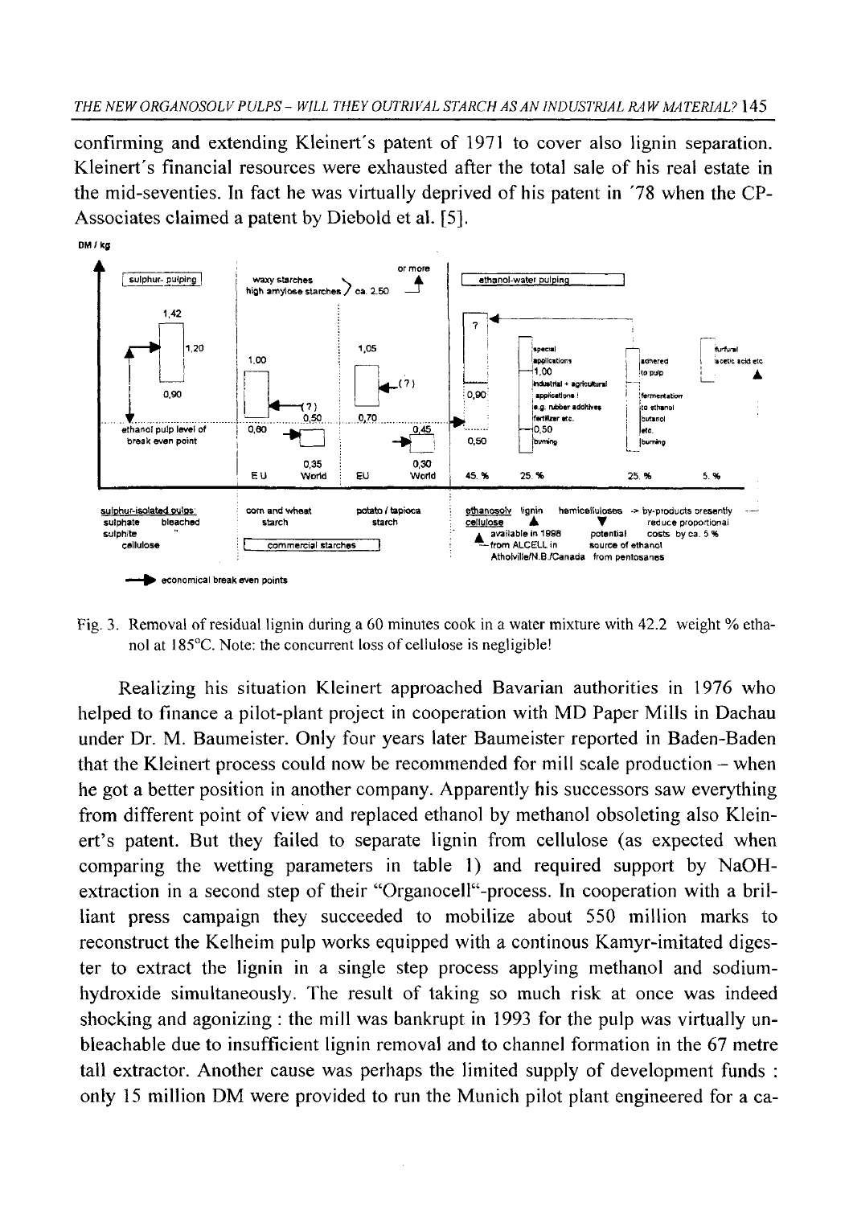confirming and extending Kleinert's patent of 1971 to cover also lignin separation. Kleinert's financial resources were exhausted after the total sale of his real estate in the mid-seventies. In fact he was virtually deprived of his patent in '78 when the CP-Associates claimed a patent by Diebold et al. [5].

Fig. 3. Removal of residual lignin during a 60 minutes cook in a water mixture with 42.2 weight % ethanol at 185°C. Note: the concurrent loss of cellulose is negligible!

Realizing his situation Kleinert approached Bavarian authorities in 1976 who helped to finance a pilot-plant project in cooperation with MD Paper Mills in Dachau under Dr. M. Baumeister. Only four years later Baumeister reported in Baden-Baden that the Kleinert process could now be recommended for mill scale production – when he got a better position in another company. Apparently his successors saw everything from different point of view and replaced ethanol by methanol obsoleting also Kleinert's patent. But they failed to separate lignin from cellulose (as expected when comparing the wetting parameters in table 1) and required support by NaOH-extraction in a second step of their "Organocell"-process. In cooperation with a brilliant press campaign they succeeded to mobilize about 550 million marks to reconstruct the Kelheim pulp works equipped with a continous Kamyr-imitated digester to extract the lignin in a single step process applying methanol and sodiumhydroxide simultaneously. The result of taking so much risk at once was indeed shocking and agonizing : the mill was bankrupt in 1993 for the pulp was virtually unbleachable due to insufficient lignin removal and to channel formation in the 67 metre tall extractor. Another cause was perhaps the limited supply of development funds : only 15 million DM were provided to run the Munich pilot plant engineered for a ca-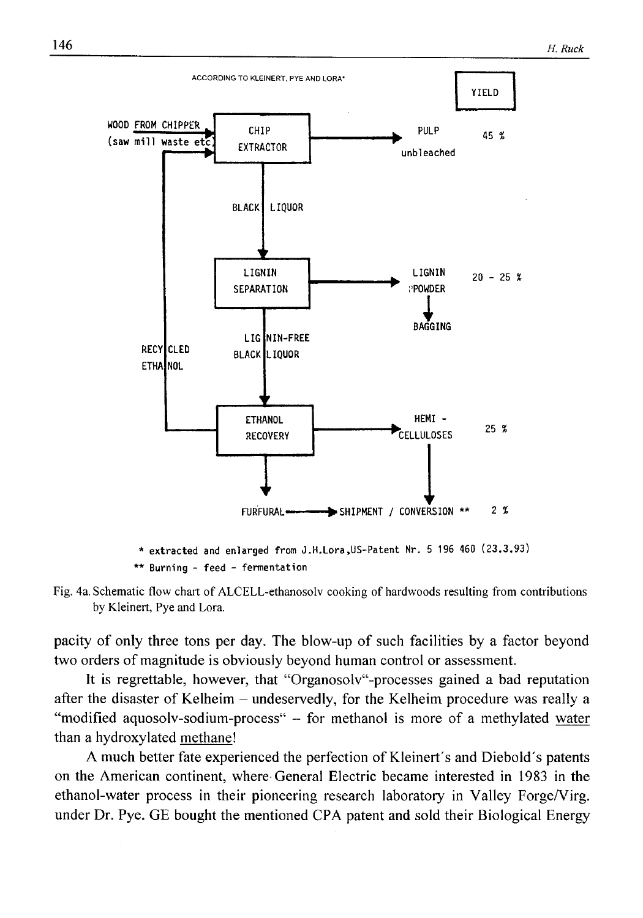ACCORDING TO KLEINERT, PYE AND LORA*

| | | YIELD |
|---|---|---|
| WOOD FROM CHIPPER (saw mill waste etc) → CHIP EXTRACTOR | → PULP unbleached | 45 % |
| CHIP EXTRACTOR → BLACK LIQUOR → LIGNIN SEPARATION | → LIGNIN POWDER → BAGGING | 20 - 25 % |
| LIGNIN SEPARATION → LIGNIN-FREE BLACK LIQUOR → ETHANOL RECOVERY (→ RECYCLED ETHANOL → CHIP EXTRACTOR) | → HEMI - CELLULOSES | 25 % |
| ETHANOL RECOVERY → FURFURAL → SHIPMENT / CONVERSION ** | HEMI - CELLULOSES → SHIPMENT / CONVERSION ** | 2 % |

\* extracted and enlarged from J.H.Lora,US-Patent Nr. 5 196 460 (23.3.93)

** Burning - feed - fermentation

Fig. 4a. Schematic flow chart of ALCELL-ethanosolv cooking of hardwoods resulting from contributions by Kleinert, Pye and Lora.

pacity of only three tons per day. The blow-up of such facilities by a factor beyond two orders of magnitude is obviously beyond human control or assessment.

It is regrettable, however, that "Organosolv"-processes gained a bad reputation after the disaster of Kelheim – undeservedly, for the Kelheim procedure was really a "modified aquosolv-sodium-process" – for methanol is more of a methylated water than a hydroxylated methane!

A much better fate experienced the perfection of Kleinert's and Diebold's patents on the American continent, where General Electric became interested in 1983 in the ethanol-water process in their pioneering research laboratory in Valley Forge/Virg. under Dr. Pye. GE bought the mentioned CPA patent and sold their Biological Energy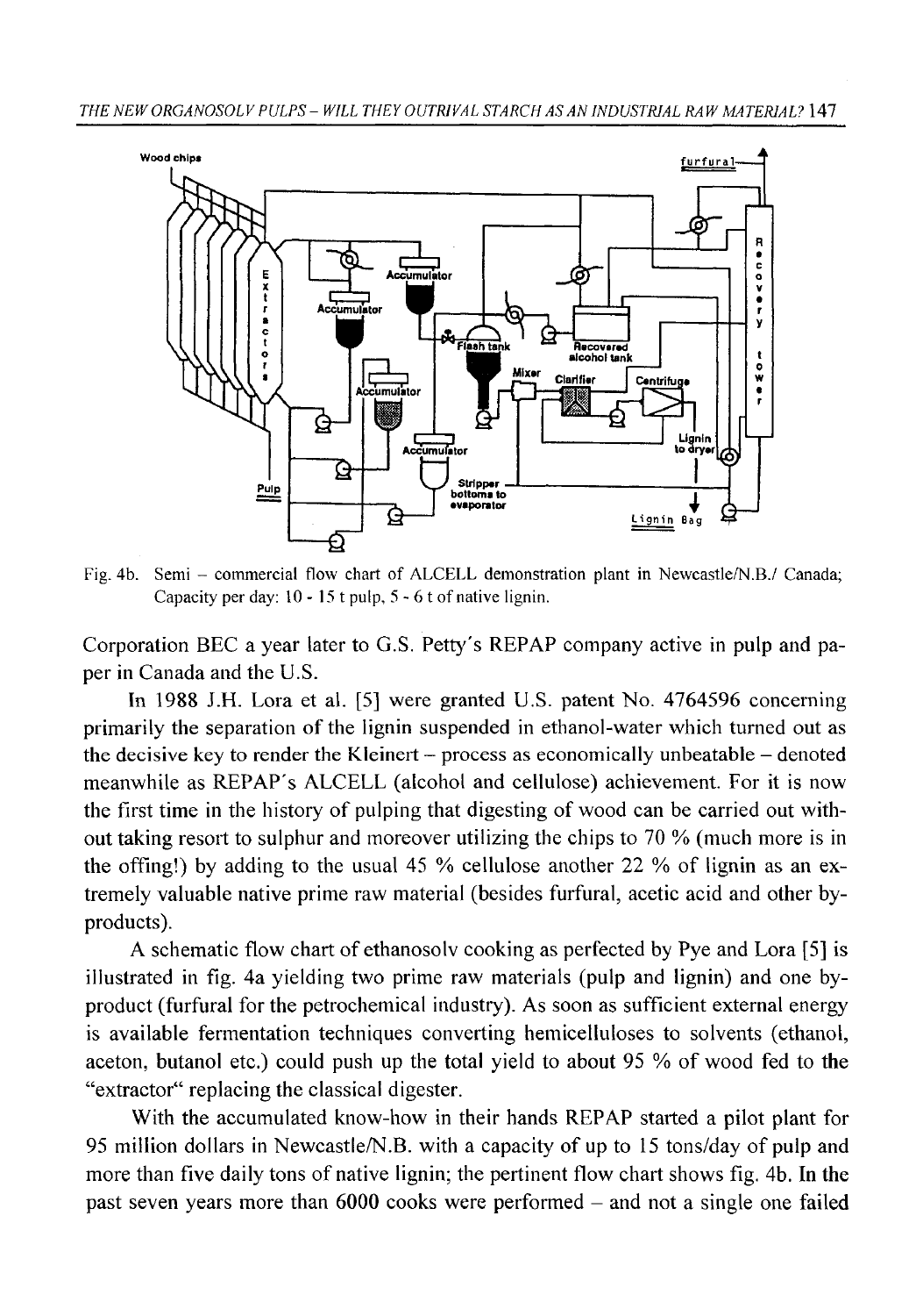Fig. 4b. Semi – commercial flow chart of ALCELL demonstration plant in Newcastle/N.B./ Canada; Capacity per day: 10 - 15 t pulp, 5 - 6 t of native lignin.

Corporation BEC a year later to G.S. Petty's REPAP company active in pulp and paper in Canada and the U.S.

In 1988 J.H. Lora et al. [5] were granted U.S. patent No. 4764596 concerning primarily the separation of the lignin suspended in ethanol-water which turned out as the decisive key to render the Kleinert – process as economically unbeatable – denoted meanwhile as REPAP's ALCELL (alcohol and cellulose) achievement. For it is now the first time in the history of pulping that digesting of wood can be carried out without taking resort to sulphur and moreover utilizing the chips to 70 % (much more is in the offing!) by adding to the usual 45 % cellulose another 22 % of lignin as an extremely valuable native prime raw material (besides furfural, acetic acid and other byproducts).

A schematic flow chart of ethanosolv cooking as perfected by Pye and Lora [5] is illustrated in fig. 4a yielding two prime raw materials (pulp and lignin) and one byproduct (furfural for the petrochemical industry). As soon as sufficient external energy is available fermentation techniques converting hemicelluloses to solvents (ethanol, aceton, butanol etc.) could push up the total yield to about 95 % of wood fed to the "extractor" replacing the classical digester.

With the accumulated know-how in their hands REPAP started a pilot plant for 95 million dollars in Newcastle/N.B. with a capacity of up to 15 tons/day of pulp and more than five daily tons of native lignin; the pertinent flow chart shows fig. 4b. In the past seven years more than 6000 cooks were performed – and not a single one failed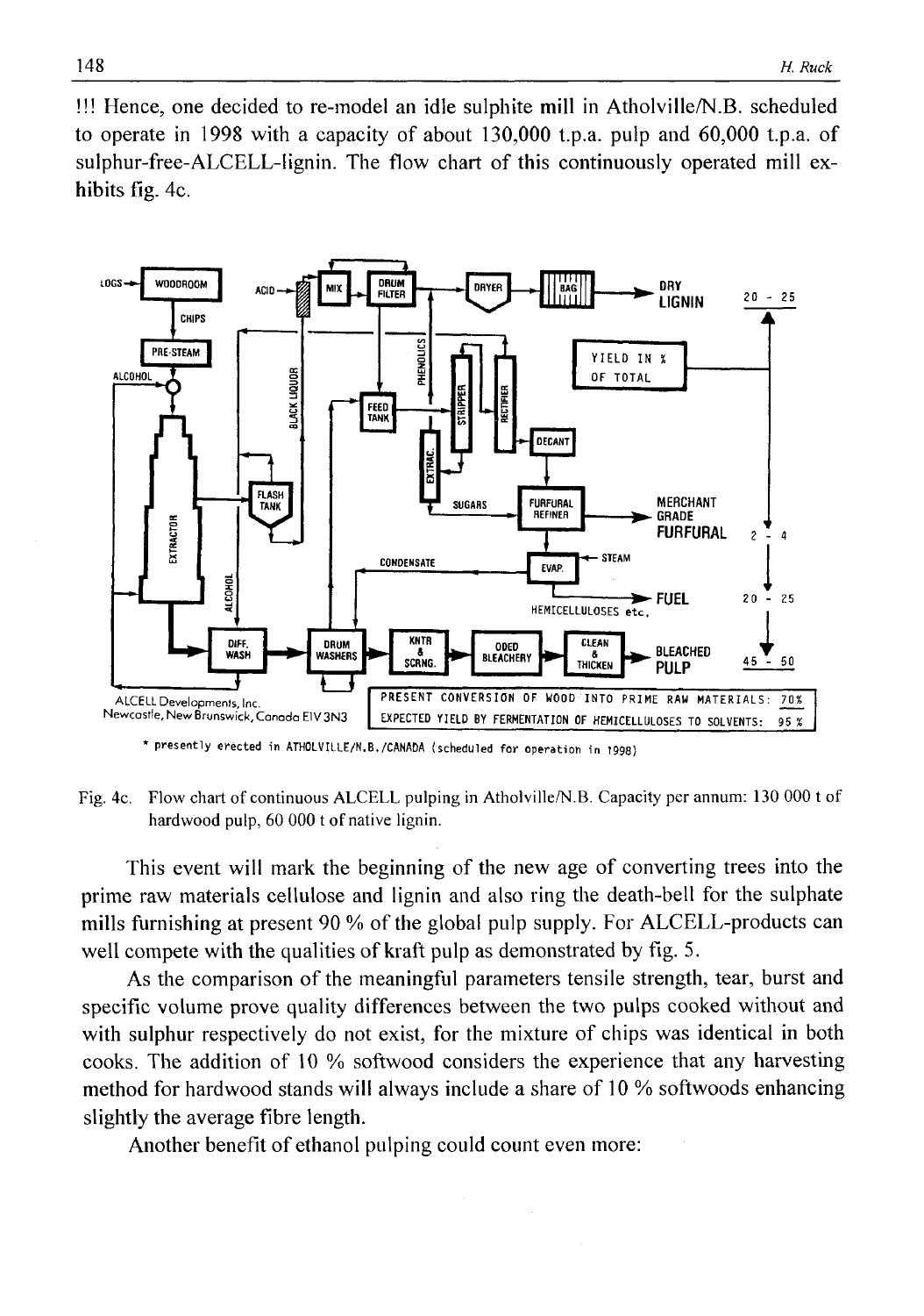!!! Hence, one decided to re-model an idle sulphite mill in Atholville/N.B. scheduled to operate in 1998 with a capacity of about 130,000 t.p.a. pulp and 60,000 t.p.a. of sulphur-free-ALCELL-lignin. The flow chart of this continuously operated mill exhibits fig. 4c.

Fig. 4c. Flow chart of continuous ALCELL pulping in Atholville/N.B. Capacity per annum: 130 000 t of hardwood pulp, 60 000 t of native lignin.

This event will mark the beginning of the new age of converting trees into the prime raw materials cellulose and lignin and also ring the death-bell for the sulphate mills furnishing at present 90 % of the global pulp supply. For ALCELL-products can well compete with the qualities of kraft pulp as demonstrated by fig. 5.

As the comparison of the meaningful parameters tensile strength, tear, burst and specific volume prove quality differences between the two pulps cooked without and with sulphur respectively do not exist, for the mixture of chips was identical in both cooks. The addition of 10 % softwood considers the experience that any harvesting method for hardwood stands will always include a share of 10 % softwoods enhancing slightly the average fibre length.

Another benefit of ethanol pulping could count even more: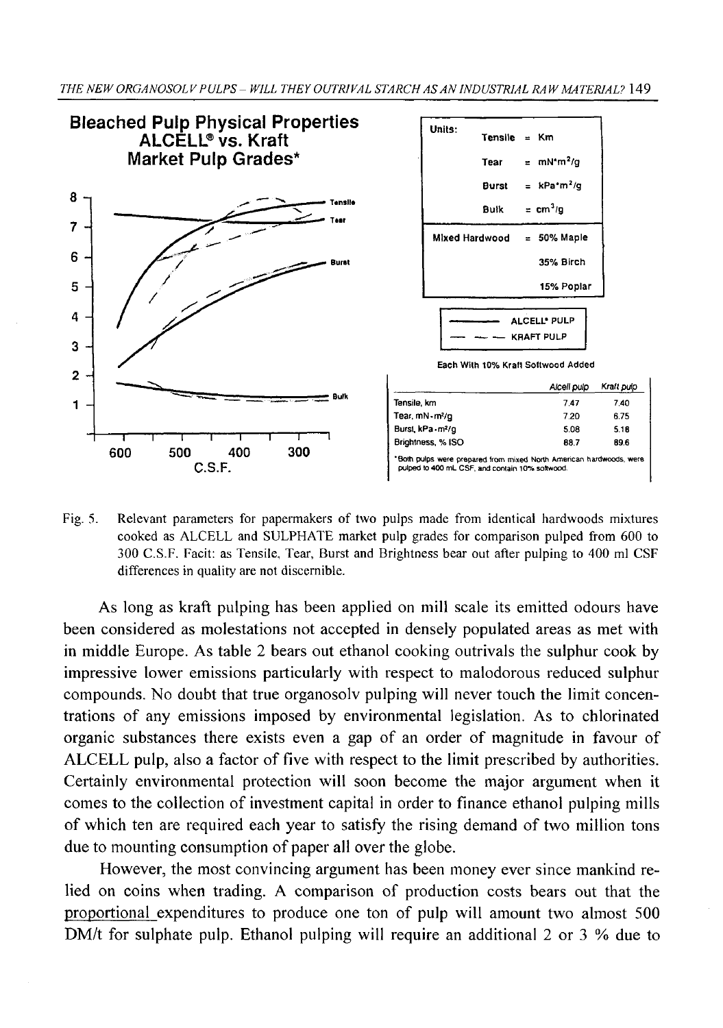**Bleached Pulp Physical Properties ALCELL® vs. Kraft Market Pulp Grades***

Units:

- Tensile = Km
- Tear = mN*m²/g
- Burst = kPa*m²/g
- Bulk = cm³/g

Mixed Hardwood = 50% Maple, 35% Birch, 15% Poplar

——— ALCELL® PULP
— — — KRAFT PULP

Each With 10% Kraft Softwood Added

| | Alcell pulp | Kraft pulp |
|---|---|---|
| Tensile, km | 7.47 | 7.40 |
| Tear, mN·m²/g | 7.20 | 6.75 |
| Burst, kPa·m²/g | 5.08 | 5.18 |
| Brightness, % ISO | 88.7 | 89.6 |

*Both pulps were prepared from mixed North American hardwoods, were pulped to 400 mL CSF, and contain 10% softwood.

Fig. 5. Relevant parameters for papermakers of two pulps made from identical hardwoods mixtures cooked as ALCELL and SULPHATE market pulp grades for comparison pulped from 600 to 300 C.S.F. Facit: as Tensile, Tear, Burst and Brightness bear out after pulping to 400 ml CSF differences in quality are not discernible.

As long as kraft pulping has been applied on mill scale its emitted odours have been considered as molestations not accepted in densely populated areas as met with in middle Europe. As table 2 bears out ethanol cooking outrivals the sulphur cook by impressive lower emissions particularly with respect to malodorous reduced sulphur compounds. No doubt that true organosolv pulping will never touch the limit concentrations of any emissions imposed by environmental legislation. As to chlorinated organic substances there exists even a gap of an order of magnitude in favour of ALCELL pulp, also a factor of five with respect to the limit prescribed by authorities. Certainly environmental protection will soon become the major argument when it comes to the collection of investment capital in order to finance ethanol pulping mills of which ten are required each year to satisfy the rising demand of two million tons due to mounting consumption of paper all over the globe.

However, the most convincing argument has been money ever since mankind relied on coins when trading. A comparison of production costs bears out that the proportional expenditures to produce one ton of pulp will amount two almost 500 DM/t for sulphate pulp. Ethanol pulping will require an additional 2 or 3 % due to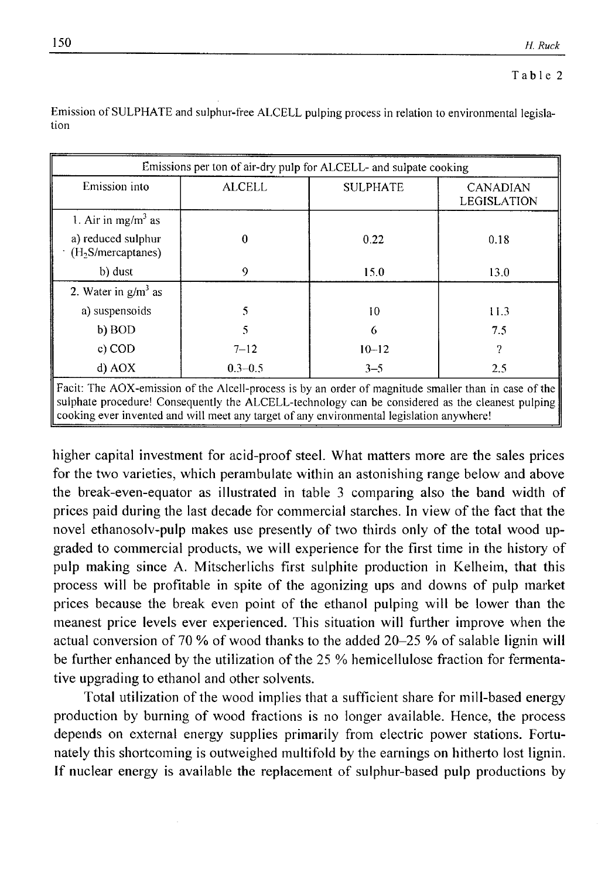Table 2

Emission of SULPHATE and sulphur-free ALCELL pulping process in relation to environmental legislation

| Emissions per ton of air-dry pulp for ALCELL- and sulpate cooking | | | |
|---|---|---|---|
| Emission into | ALCELL | SULPHATE | CANADIAN LEGISLATION |
| 1. Air in $mg/m^3$ as | | | |
| a) reduced sulphur ($H_2S$/mercaptanes) | 0 | 0.22 | 0.18 |
| b) dust | 9 | 15.0 | 13.0 |
| 2. Water in $g/m^3$ as | | | |
| a) suspensoids | 5 | 10 | 11.3 |
| b) BOD | 5 | 6 | 7.5 |
| c) COD | 7–12 | 10–12 | ? |
| d) AOX | 0.3–0.5 | 3–5 | 2.5 |
| Facit: The AOX-emission of the Alcell-process is by an order of magnitude smaller than in case of the sulphate procedure! Consequently the ALCELL-technology can be considered as the cleanest pulping cooking ever invented and will meet any target of any environmental legislation anywhere! | | | |

higher capital investment for acid-proof steel. What matters more are the sales prices for the two varieties, which perambulate within an astonishing range below and above the break-even-equator as illustrated in table 3 comparing also the band width of prices paid during the last decade for commercial starches. In view of the fact that the novel ethanosolv-pulp makes use presently of two thirds only of the total wood upgraded to commercial products, we will experience for the first time in the history of pulp making since A. Mitscherlichs first sulphite production in Kelheim, that this process will be profitable in spite of the agonizing ups and downs of pulp market prices because the break even point of the ethanol pulping will be lower than the meanest price levels ever experienced. This situation will further improve when the actual conversion of 70 % of wood thanks to the added 20–25 % of salable lignin will be further enhanced by the utilization of the 25 % hemicellulose fraction for fermentative upgrading to ethanol and other solvents.

Total utilization of the wood implies that a sufficient share for mill-based energy production by burning of wood fractions is no longer available. Hence, the process depends on external energy supplies primarily from electric power stations. Fortunately this shortcoming is outweighed multifold by the earnings on hitherto lost lignin. If nuclear energy is available the replacement of sulphur-based pulp productions by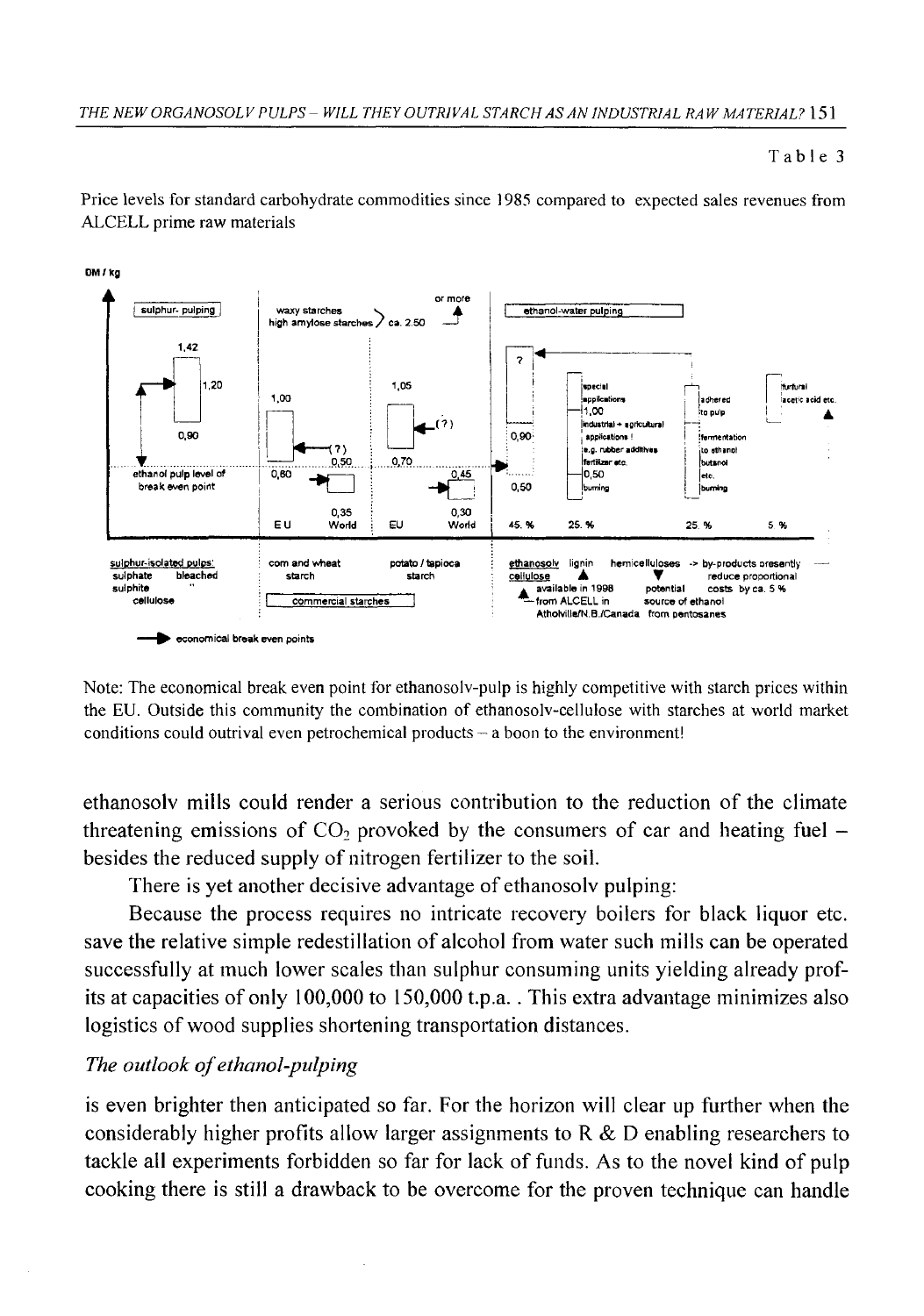Table 3

Price levels for standard carbohydrate commodities since 1985 compared to expected sales revenues from ALCELL prime raw materials

Note: The economical break even point for ethanosolv-pulp is highly competitive with starch prices within the EU. Outside this community the combination of ethanosolv-cellulose with starches at world market conditions could outrival even petrochemical products – a boon to the environment!

ethanosolv mills could render a serious contribution to the reduction of the climate threatening emissions of $CO_2$ provoked by the consumers of car and heating fuel – besides the reduced supply of nitrogen fertilizer to the soil.

There is yet another decisive advantage of ethanosolv pulping:

Because the process requires no intricate recovery boilers for black liquor etc. save the relative simple redestillation of alcohol from water such mills can be operated successfully at much lower scales than sulphur consuming units yielding already profits at capacities of only 100,000 to 150,000 t.p.a. . This extra advantage minimizes also logistics of wood supplies shortening transportation distances.

*The outlook of ethanol-pulping*

is even brighter then anticipated so far. For the horizon will clear up further when the considerably higher profits allow larger assignments to R & D enabling researchers to tackle all experiments forbidden so far for lack of funds. As to the novel kind of pulp cooking there is still a drawback to be overcome for the proven technique can handle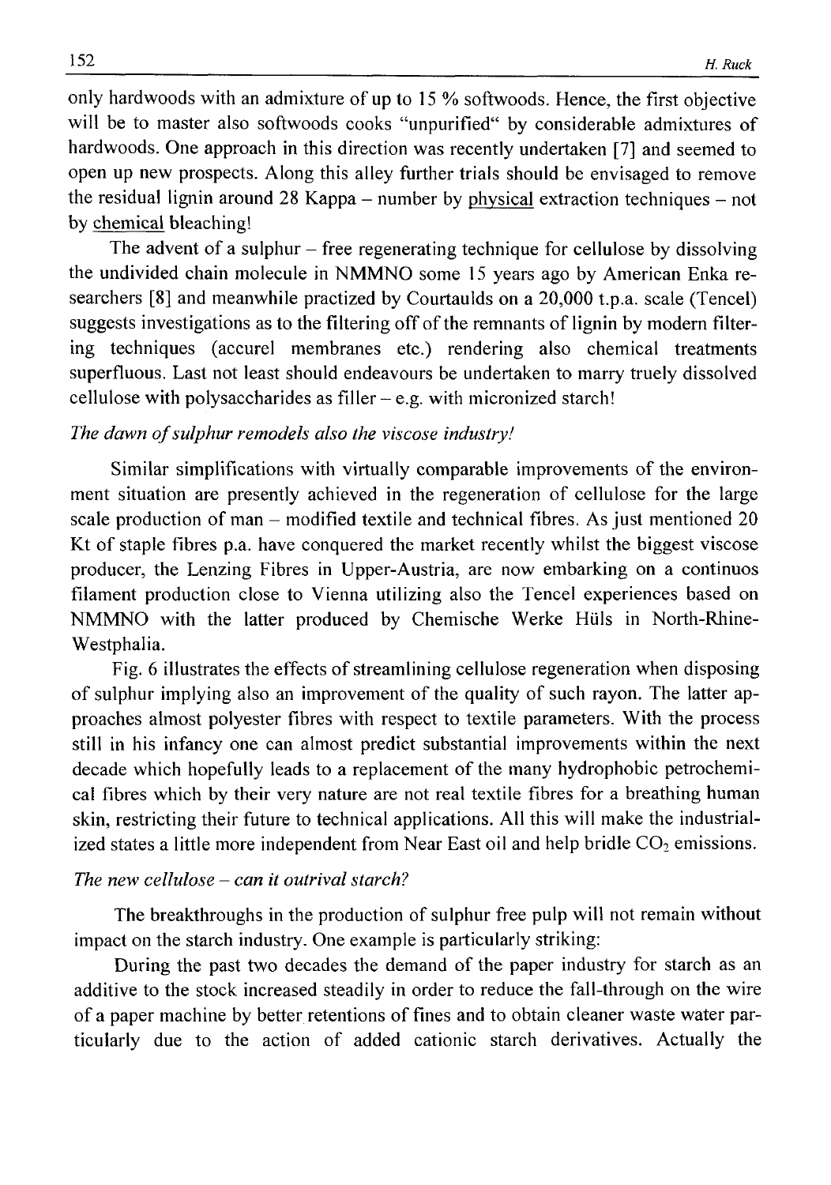only hardwoods with an admixture of up to 15 % softwoods. Hence, the first objective will be to master also softwoods cooks "unpurified" by considerable admixtures of hardwoods. One approach in this direction was recently undertaken [7] and seemed to open up new prospects. Along this alley further trials should be envisaged to remove the residual lignin around 28 Kappa – number by physical extraction techniques – not by chemical bleaching!

The advent of a sulphur – free regenerating technique for cellulose by dissolving the undivided chain molecule in NMMNO some 15 years ago by American Enka researchers [8] and meanwhile practized by Courtaulds on a 20,000 t.p.a. scale (Tencel) suggests investigations as to the filtering off of the remnants of lignin by modern filtering techniques (accurel membranes etc.) rendering also chemical treatments superfluous. Last not least should endeavours be undertaken to marry truely dissolved cellulose with polysaccharides as filler – e.g. with micronized starch!

*The dawn of sulphur remodels also the viscose industry!*

Similar simplifications with virtually comparable improvements of the environment situation are presently achieved in the regeneration of cellulose for the large scale production of man – modified textile and technical fibres. As just mentioned 20 Kt of staple fibres p.a. have conquered the market recently whilst the biggest viscose producer, the Lenzing Fibres in Upper-Austria, are now embarking on a continuos filament production close to Vienna utilizing also the Tencel experiences based on NMMNO with the latter produced by Chemische Werke Hüls in North-Rhine-Westphalia.

Fig. 6 illustrates the effects of streamlining cellulose regeneration when disposing of sulphur implying also an improvement of the quality of such rayon. The latter approaches almost polyester fibres with respect to textile parameters. With the process still in his infancy one can almost predict substantial improvements within the next decade which hopefully leads to a replacement of the many hydrophobic petrochemical fibres which by their very nature are not real textile fibres for a breathing human skin, restricting their future to technical applications. All this will make the industrialized states a little more independent from Near East oil and help bridle $CO_2$ emissions.

*The new cellulose – can it outrival starch?*

The breakthroughs in the production of sulphur free pulp will not remain without impact on the starch industry. One example is particularly striking:

During the past two decades the demand of the paper industry for starch as an additive to the stock increased steadily in order to reduce the fall-through on the wire of a paper machine by better retentions of fines and to obtain cleaner waste water particularly due to the action of added cationic starch derivatives. Actually the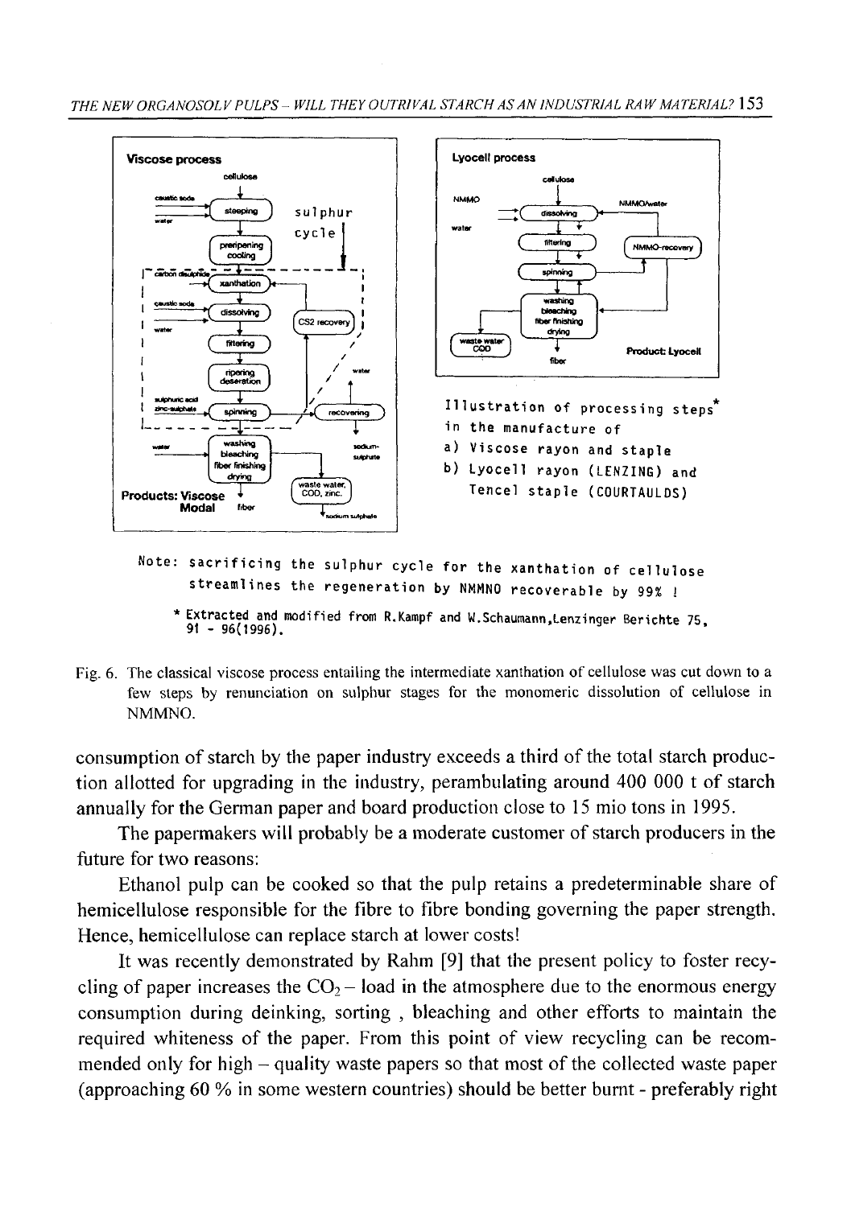**Viscose process**

cellulose → steeping (caustic soda, water) → preripening cooling → xanthation (carbon disulphide) → dissolving (caustic soda, water) → filtering → ripening deaeration → spinning (sulphuric acid, zinc-sulphate) → washing bleaching fiber finishing drying (water)

sulphur cycle: CS2 recovery; recovering (water) → sodium-sulphate; waste water, COD, zinc; sodium sulphate

Products: Viscose, Modal fiber

**Lyocell process**

cellulose → dissolving (NMMO, water) → filtering → spinning → washing bleaching fiber finishing drying → fiber

NMMO/water; NMMO-recovery; waste water COD

Product: Lyocell

Illustration of processing steps* in the manufacture of

a) Viscose rayon and staple

b) Lyocell rayon (LENZING) and Tencel staple (COURTAULDS)

Note: sacrificing the sulphur cycle for the xanthation of cellulose streamlines the regeneration by NMMNO recoverable by 99% !

\* Extracted and modified from R.Kampf and W.Schaumann,Lenzinger Berichte 75, 91 - 96(1996).

Fig. 6. The classical viscose process entailing the intermediate xanthation of cellulose was cut down to a few steps by renunciation on sulphur stages for the monomeric dissolution of cellulose in NMMNO.

consumption of starch by the paper industry exceeds a third of the total starch production allotted for upgrading in the industry, perambulating around 400 000 t of starch annually for the German paper and board production close to 15 mio tons in 1995.

The papermakers will probably be a moderate customer of starch producers in the future for two reasons:

Ethanol pulp can be cooked so that the pulp retains a predeterminable share of hemicellulose responsible for the fibre to fibre bonding governing the paper strength. Hence, hemicellulose can replace starch at lower costs!

It was recently demonstrated by Rahm [9] that the present policy to foster recycling of paper increases the $CO_2$ – load in the atmosphere due to the enormous energy consumption during deinking, sorting , bleaching and other efforts to maintain the required whiteness of the paper. From this point of view recycling can be recommended only for high – quality waste papers so that most of the collected waste paper (approaching 60 % in some western countries) should be better burnt - preferably right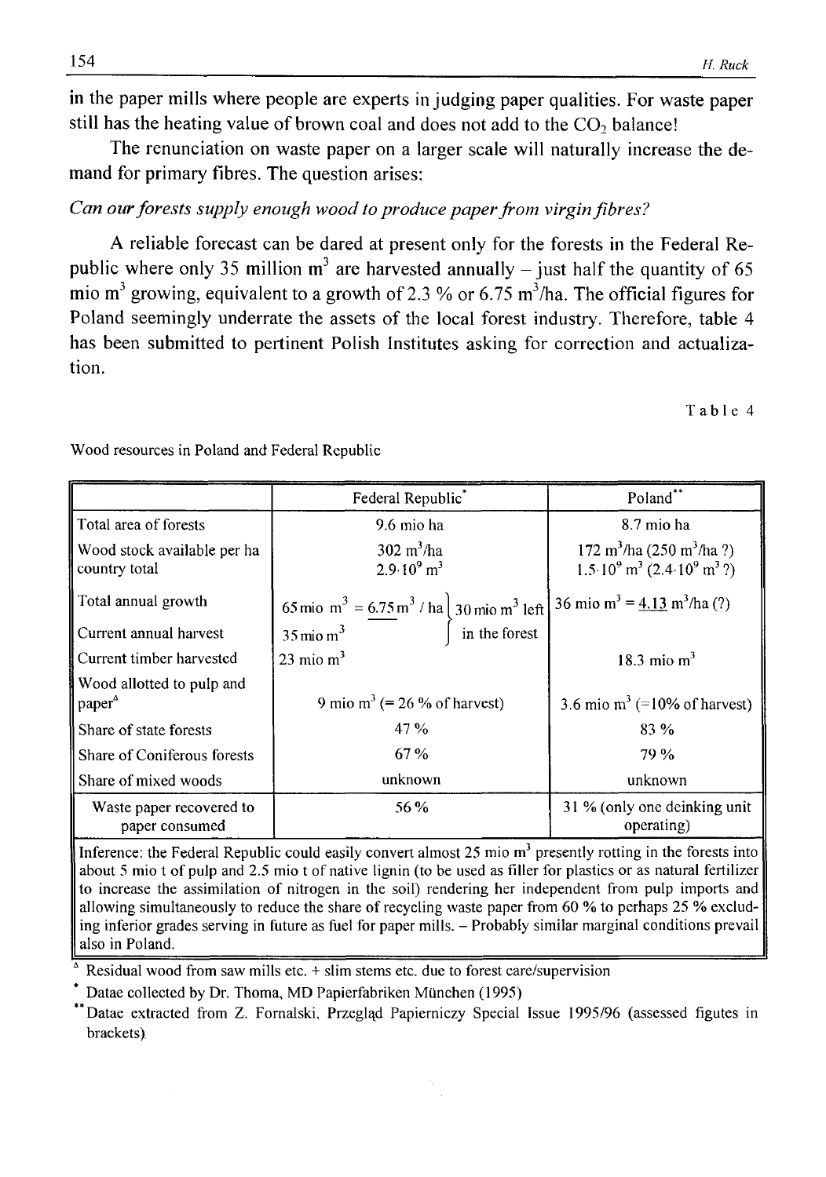in the paper mills where people are experts in judging paper qualities. For waste paper still has the heating value of brown coal and does not add to the $CO_2$ balance!

The renunciation on waste paper on a larger scale will naturally increase the demand for primary fibres. The question arises:

*Can our forests supply enough wood to produce paper from virgin fibres?*

A reliable forecast can be dared at present only for the forests in the Federal Republic where only 35 million m$^3$ are harvested annually – just half the quantity of 65 mio m$^3$ growing, equivalent to a growth of 2.3 % or 6.75 m$^3$/ha. The official figures for Poland seemingly underrate the assets of the local forest industry. Therefore, table 4 has been submitted to pertinent Polish Institutes asking for correction and actualization.

Table 4

Wood resources in Poland and Federal Republic

| | Federal Republic* | Poland** |
|---|---|---|
| Total area of forests | 9.6 mio ha | 8.7 mio ha |
| Wood stock available per ha<br>country total | 302 m$^3$/ha<br>$2.9 \cdot 10^9$ m$^3$ | 172 m$^3$/ha (250 m$^3$/ha ?)<br>$1.5 \cdot 10^9$ m$^3$ ($2.4 \cdot 10^9$ m$^3$ ?) |
| Total annual growth | 65 mio m$^3$ = <u>6.75</u> m$^3$ / ha } 30 mio m$^3$ left in the forest | 36 mio m$^3$ = <u>4.13</u> m$^3$/ha (?) |
| Current annual harvest | 35 mio m$^3$ | |
| Current timber harvested | 23 mio m$^3$ | 18.3 mio m$^3$ |
| Wood allotted to pulp and paper$^\Delta$ | 9 mio m$^3$ (= 26 % of harvest) | 3.6 mio m$^3$ (=10% of harvest) |
| Share of state forests | 47 % | 83 % |
| Share of Coniferous forests | 67 % | 79 % |
| Share of mixed woods | unknown | unknown |
| Waste paper recovered to paper consumed | 56 % | 31 % (only one deinking unit operating) |

Inference: the Federal Republic could easily convert almost 25 mio m$^3$ presently rotting in the forests into about 5 mio t of pulp and 2.5 mio t of native lignin (to be used as filler for plastics or as natural fertilizer to increase the assimilation of nitrogen in the soil) rendering her independent from pulp imports and allowing simultaneously to reduce the share of recycling waste paper from 60 % to perhaps 25 % excluding inferior grades serving in future as fuel for paper mills. – Probably similar marginal conditions prevail also in Poland.

$^\Delta$ Residual wood from saw mills etc. + slim stems etc. due to forest care/supervision

\* Datae collected by Dr. Thoma, MD Papierfabriken München (1995)

\*\* Datae extracted from Z. Fornalski, Przegląd Papierniczy Special Issue 1995/96 (assessed figutes in brackets)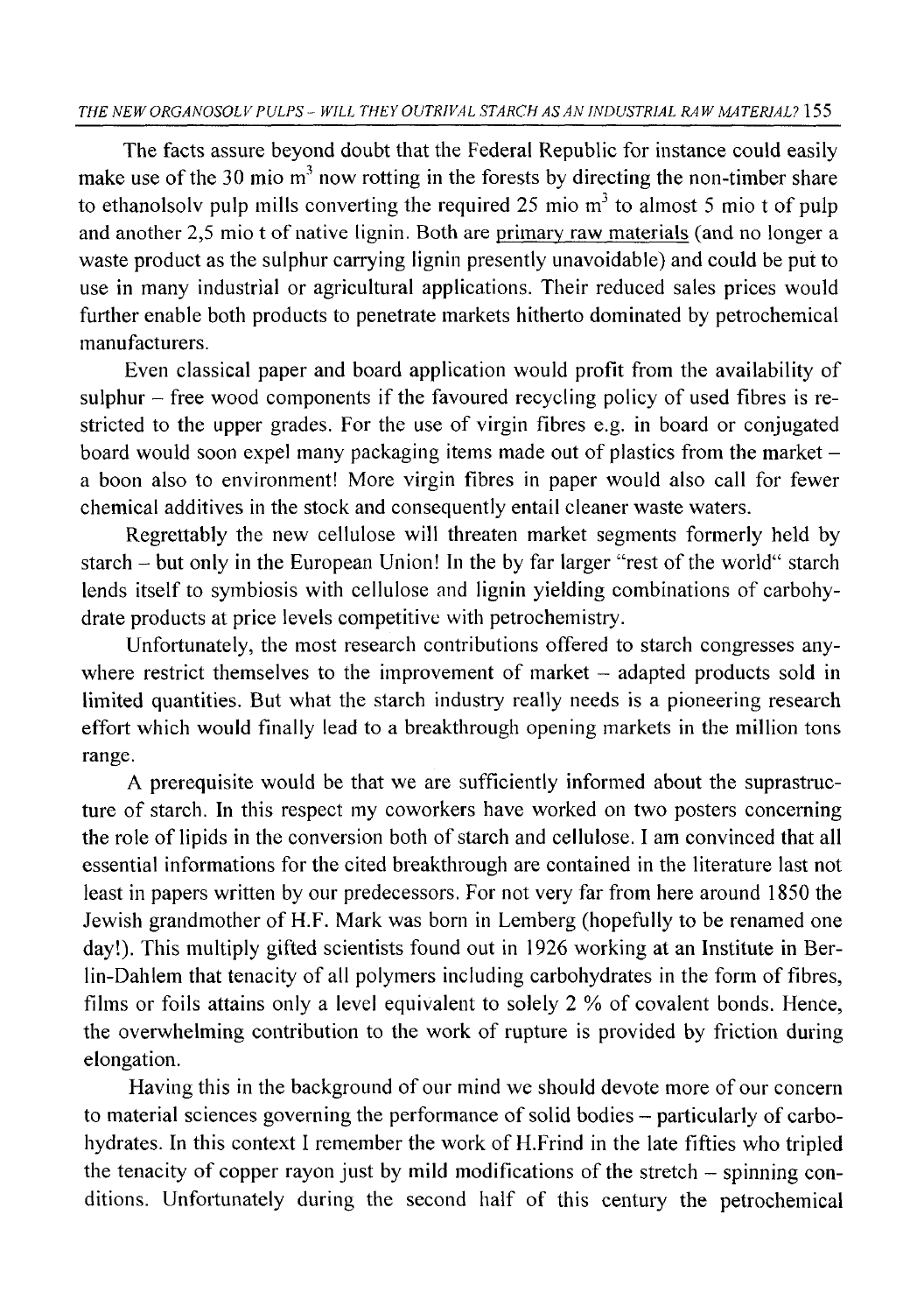The facts assure beyond doubt that the Federal Republic for instance could easily make use of the 30 mio $m^3$ now rotting in the forests by directing the non-timber share to ethanolsolv pulp mills converting the required 25 mio $m^3$ to almost 5 mio t of pulp and another 2,5 mio t of native lignin. Both are primary raw materials (and no longer a waste product as the sulphur carrying lignin presently unavoidable) and could be put to use in many industrial or agricultural applications. Their reduced sales prices would further enable both products to penetrate markets hitherto dominated by petrochemical manufacturers.

Even classical paper and board application would profit from the availability of sulphur – free wood components if the favoured recycling policy of used fibres is restricted to the upper grades. For the use of virgin fibres e.g. in board or conjugated board would soon expel many packaging items made out of plastics from the market – a boon also to environment! More virgin fibres in paper would also call for fewer chemical additives in the stock and consequently entail cleaner waste waters.

Regrettably the new cellulose will threaten market segments formerly held by starch – but only in the European Union! In the by far larger "rest of the world" starch lends itself to symbiosis with cellulose and lignin yielding combinations of carbohydrate products at price levels competitive with petrochemistry.

Unfortunately, the most research contributions offered to starch congresses anywhere restrict themselves to the improvement of market – adapted products sold in limited quantities. But what the starch industry really needs is a pioneering research effort which would finally lead to a breakthrough opening markets in the million tons range.

A prerequisite would be that we are sufficiently informed about the suprastructure of starch. In this respect my coworkers have worked on two posters concerning the role of lipids in the conversion both of starch and cellulose. I am convinced that all essential informations for the cited breakthrough are contained in the literature last not least in papers written by our predecessors. For not very far from here around 1850 the Jewish grandmother of H.F. Mark was born in Lemberg (hopefully to be renamed one day!). This multiply gifted scientists found out in 1926 working at an Institute in Berlin-Dahlem that tenacity of all polymers including carbohydrates in the form of fibres, films or foils attains only a level equivalent to solely 2 % of covalent bonds. Hence, the overwhelming contribution to the work of rupture is provided by friction during elongation.

Having this in the background of our mind we should devote more of our concern to material sciences governing the performance of solid bodies – particularly of carbohydrates. In this context I remember the work of H.Frind in the late fifties who tripled the tenacity of copper rayon just by mild modifications of the stretch – spinning conditions. Unfortunately during the second half of this century the petrochemical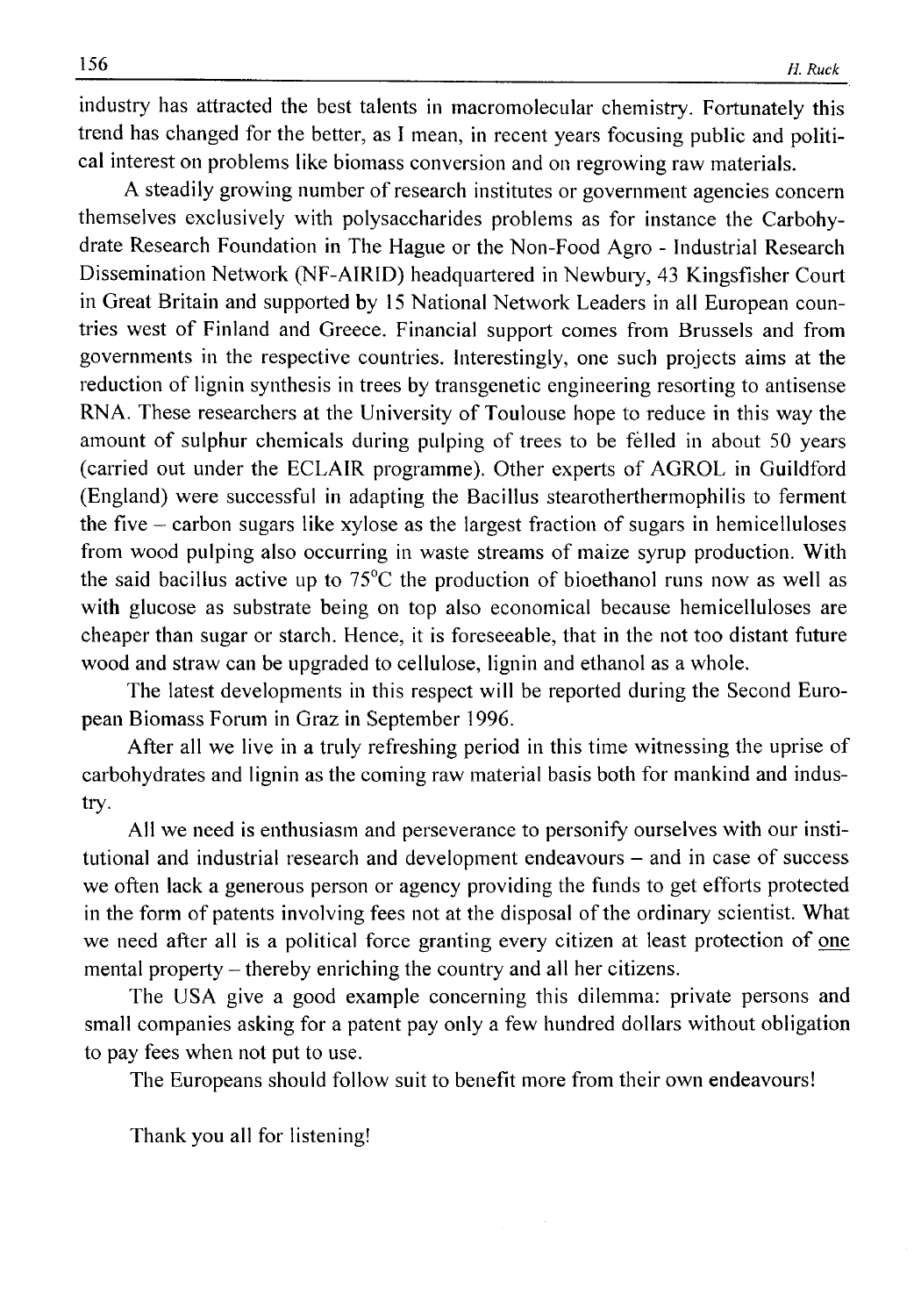industry has attracted the best talents in macromolecular chemistry. Fortunately this trend has changed for the better, as I mean, in recent years focusing public and political interest on problems like biomass conversion and on regrowing raw materials.

A steadily growing number of research institutes or government agencies concern themselves exclusively with polysaccharides problems as for instance the Carbohydrate Research Foundation in The Hague or the Non-Food Agro - Industrial Research Dissemination Network (NF-AIRID) headquartered in Newbury, 43 Kingsfisher Court in Great Britain and supported by 15 National Network Leaders in all European countries west of Finland and Greece. Financial support comes from Brussels and from governments in the respective countries. Interestingly, one such projects aims at the reduction of lignin synthesis in trees by transgenetic engineering resorting to antisense RNA. These researchers at the University of Toulouse hope to reduce in this way the amount of sulphur chemicals during pulping of trees to be felled in about 50 years (carried out under the ECLAIR programme). Other experts of AGROL in Guildford (England) were successful in adapting the Bacillus stearotherthermophilis to ferment the five – carbon sugars like xylose as the largest fraction of sugars in hemicelluloses from wood pulping also occurring in waste streams of maize syrup production. With the said bacillus active up to 75°C the production of bioethanol runs now as well as with glucose as substrate being on top also economical because hemicelluloses are cheaper than sugar or starch. Hence, it is foreseeable, that in the not too distant future wood and straw can be upgraded to cellulose, lignin and ethanol as a whole.

The latest developments in this respect will be reported during the Second European Biomass Forum in Graz in September 1996.

After all we live in a truly refreshing period in this time witnessing the uprise of carbohydrates and lignin as the coming raw material basis both for mankind and industry.

All we need is enthusiasm and perseverance to personify ourselves with our institutional and industrial research and development endeavours – and in case of success we often lack a generous person or agency providing the funds to get efforts protected in the form of patents involving fees not at the disposal of the ordinary scientist. What we need after all is a political force granting every citizen at least protection of <u>one</u> mental property – thereby enriching the country and all her citizens.

The USA give a good example concerning this dilemma: private persons and small companies asking for a patent pay only a few hundred dollars without obligation to pay fees when not put to use.

The Europeans should follow suit to benefit more from their own endeavours!

Thank you all for listening!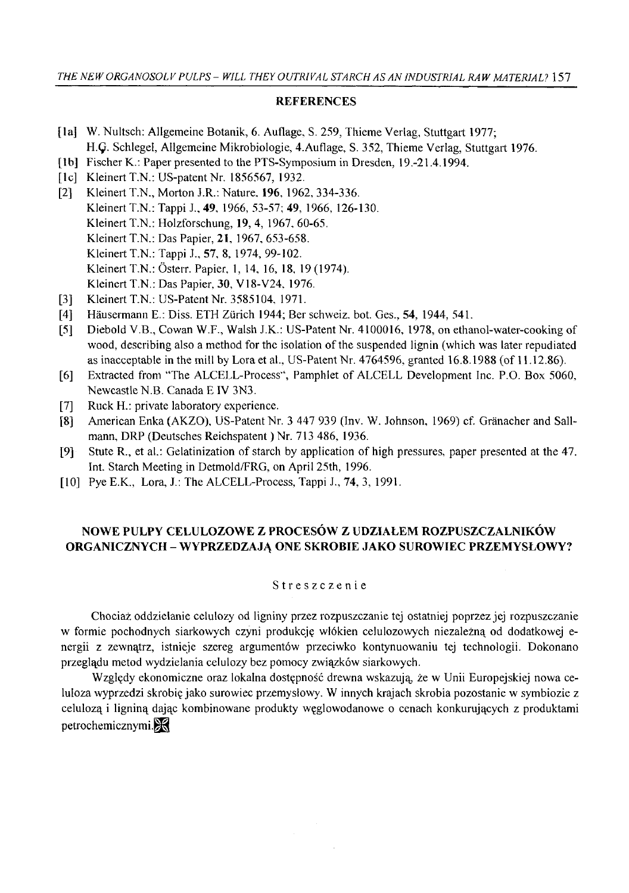## REFERENCES

[1a] W. Nultsch: Allgemeine Botanik, 6. Auflage, S. 259, Thieme Verlag, Stuttgart 1977; H.Ç. Schlegel, Allgemeine Mikrobiologie, 4.Auflage, S. 352, Thieme Verlag, Stuttgart 1976.

[1b] Fischer K.: Paper presented to the PTS-Symposium in Dresden, 19.-21.4.1994.

[1c] Kleinert T.N.: US-patent Nr. 1856567, 1932.

[2] Kleinert T.N., Morton J.R.: Nature, **196**, 1962, 334-336.
Kleinert T.N.: Tappi J., **49**, 1966, 53-57; **49**, 1966, 126-130.
Kleinert T.N.: Holzforschung, **19**, 4, 1967, 60-65.
Kleinert T.N.: Das Papier, **21**, 1967, 653-658.
Kleinert T.N.: Tappi J., **57**, 8, 1974, 99-102.
Kleinert T.N.: Österr. Papier, 1, 14, 16, **18**, 19 (1974).
Kleinert T.N.: Das Papier, **30**, V18-V24, 1976.

[3] Kleinert T.N.: US-Patent Nr. 3585104, 1971.

[4] Häusermann E.: Diss. ETH Zürich 1944; Ber schweiz. bot. Ges., **54**, 1944, 541.

[5] Diebold V.B., Cowan W.F., Walsh J.K.: US-Patent Nr. 4100016, 1978, on ethanol-water-cooking of wood, describing also a method for the isolation of the suspended lignin (which was later repudiated as inacceptable in the mill by Lora et al., US-Patent Nr. 4764596, granted 16.8.1988 (of 11.12.86).

[6] Extracted from "The ALCELL-Process", Pamphlet of ALCELL Development Inc. P.O. Box 5060, Newcastle N.B. Canada E IV 3N3.

[7] Ruck H.: private laboratory experience.

[8] American Enka (AKZO), US-Patent Nr. 3 447 939 (Inv. W. Johnson, 1969) cf. Gränacher and Sallmann, DRP (Deutsches Reichspatent ) Nr. 713 486, 1936.

[9] Stute R., et al.: Gelatinization of starch by application of high pressures, paper presented at the 47. Int. Starch Meeting in Detmold/FRG, on April 25th, 1996.

[10] Pye E.K., Lora, J.: The ALCELL-Process, Tappi J., **74**, 3, 1991.

## NOWE PULPY CELULOZOWE Z PROCESÓW Z UDZIAŁEM ROZPUSZCZALNIKÓW ORGANICZNYCH – WYPRZEDZAJĄ ONE SKROBIE JAKO SUROWIEC PRZEMYSŁOWY?

### Streszczenie

Chociaż oddzielanie celulozy od ligniny przez rozpuszczanie tej ostatniej poprzez jej rozpuszczanie w formie pochodnych siarkowych czyni produkcję włókien celulozowych niezależną od dodatkowej energii z zewnątrz, istnieje szereg argumentów przeciwko kontynuowaniu tej technologii. Dokonano przeglądu metod wydzielania celulozy bez pomocy związków siarkowych.

Względy ekonomiczne oraz lokalna dostępność drewna wskazują, że w Unii Europejskiej nowa celuloza wyprzedzi skrobię jako surowiec przemysłowy. W innych krajach skrobia pozostanie w symbiozie z celulozą i ligniną dając kombinowane produkty węglowodanowe o cenach konkurujących z produktami petrochemicznymi.